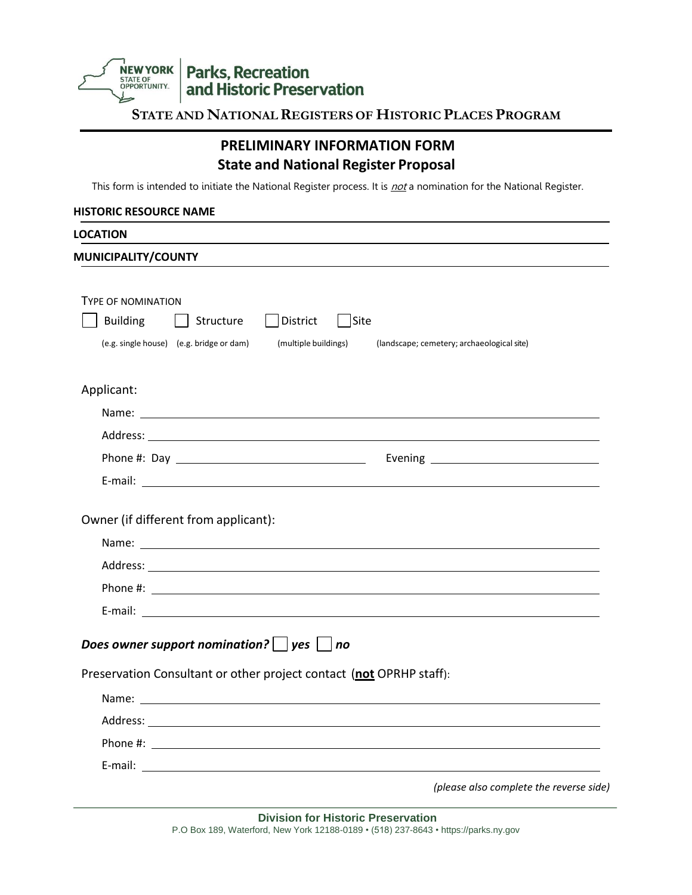New York State of Opportunity | Parks, Recreation and Historic Preservation

**STATE AND NATIONAL REGISTERS OF HISTORIC PLACES PROGRAM**

# PRELIMINARY INFORMATION FORM
## State and National Register Proposal

This form is intended to initiate the National Register process. It is ***not*** a nomination for the National Register.

**HISTORIC RESOURCE NAME** ______________________________

**LOCATION** ______________________________

**MUNICIPALITY/COUNTY** ______________________________

TYPE OF NOMINATION

☐ Building (e.g. single house) ☐ Structure (e.g. bridge or dam) ☐ District (multiple buildings) ☐ Site (landscape; cemetery; archaeological site)

Applicant:

Name: ______________________________

Address: ______________________________

Phone #: Day ______________ Evening ______________

E-mail: ______________________________

Owner (if different from applicant):

Name: ______________________________

Address: ______________________________

Phone #: ______________________________

E-mail: ______________________________

***Does owner support nomination?*** ☐ ***yes*** ☐ ***no***

Preservation Consultant or other project contact (**not** OPRHP staff):

Name: ______________________________

Address: ______________________________

Phone #: ______________________________

E-mail: ______________________________

*(please also complete the reverse side)*

**Division for Historic Preservation**
P.O Box 189, Waterford, New York 12188-0189 • (518) 237-8643 • https://parks.ny.gov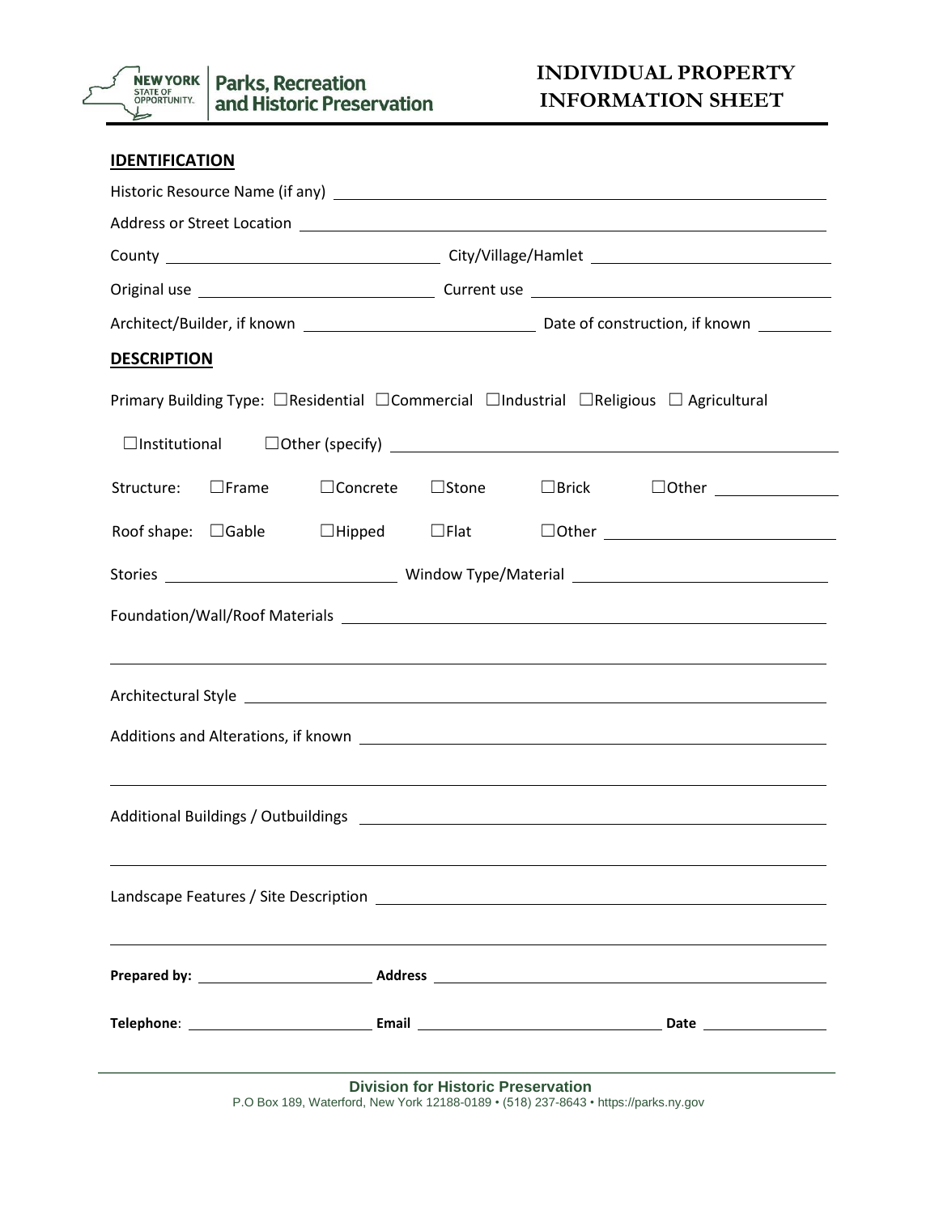NEW YORK STATE OF OPPORTUNITY. | Parks, Recreation and Historic Preservation

# INDIVIDUAL PROPERTY INFORMATION SHEET

## IDENTIFICATION

Historic Resource Name (if any) ______________________________

Address or Street Location ______________________________

County ______________________________ City/Village/Hamlet ______________________________

Original use ______________________________ Current use ______________________________

Architect/Builder, if known ______________________________ Date of construction, if known __________

## DESCRIPTION

Primary Building Type: ☐Residential ☐Commercial ☐Industrial ☐Religious ☐ Agricultural

☐Institutional ☐Other (specify) ______________________________

Structure: ☐Frame ☐Concrete ☐Stone ☐Brick ☐Other ______________

Roof shape: ☐Gable ☐Hipped ☐Flat ☐Other ______________________________

Stories ______________________________ Window Type/Material ______________________________

Foundation/Wall/Roof Materials ______________________________

______________________________

Architectural Style ______________________________

Additions and Alterations, if known ______________________________

______________________________

Additional Buildings / Outbuildings ______________________________

______________________________

Landscape Features / Site Description ______________________________

______________________________

**Prepared by:** ______________________________ **Address** ______________________________

**Telephone**: ______________________________ **Email** ______________________________ **Date** ______________

**Division for Historic Preservation**
P.O Box 189, Waterford, New York 12188-0189 • (518) 237-8643 • https://parks.ny.gov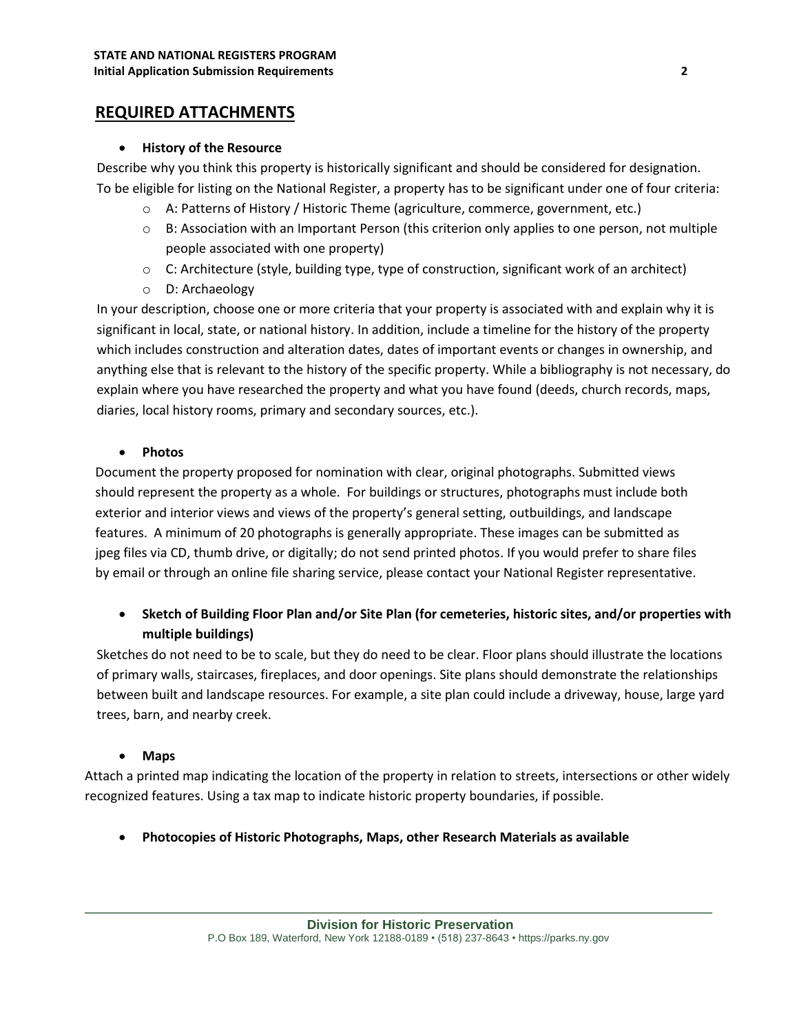## REQUIRED ATTACHMENTS

- **History of the Resource**

Describe why you think this property is historically significant and should be considered for designation. To be eligible for listing on the National Register, a property has to be significant under one of four criteria:

  - A: Patterns of History / Historic Theme (agriculture, commerce, government, etc.)
  - B: Association with an Important Person (this criterion only applies to one person, not multiple people associated with one property)
  - C: Architecture (style, building type, type of construction, significant work of an architect)
  - D: Archaeology

In your description, choose one or more criteria that your property is associated with and explain why it is significant in local, state, or national history. In addition, include a timeline for the history of the property which includes construction and alteration dates, dates of important events or changes in ownership, and anything else that is relevant to the history of the specific property. While a bibliography is not necessary, do explain where you have researched the property and what you have found (deeds, church records, maps, diaries, local history rooms, primary and secondary sources, etc.).

- **Photos**

Document the property proposed for nomination with clear, original photographs. Submitted views should represent the property as a whole. For buildings or structures, photographs must include both exterior and interior views and views of the property's general setting, outbuildings, and landscape features. A minimum of 20 photographs is generally appropriate. These images can be submitted as jpeg files via CD, thumb drive, or digitally; do not send printed photos. If you would prefer to share files by email or through an online file sharing service, please contact your National Register representative.

- **Sketch of Building Floor Plan and/or Site Plan (for cemeteries, historic sites, and/or properties with multiple buildings)**

Sketches do not need to be to scale, but they do need to be clear. Floor plans should illustrate the locations of primary walls, staircases, fireplaces, and door openings. Site plans should demonstrate the relationships between built and landscape resources. For example, a site plan could include a driveway, house, large yard trees, barn, and nearby creek.

- **Maps**

Attach a printed map indicating the location of the property in relation to streets, intersections or other widely recognized features. Using a tax map to indicate historic property boundaries, if possible.

- **Photocopies of Historic Photographs, Maps, other Research Materials as available**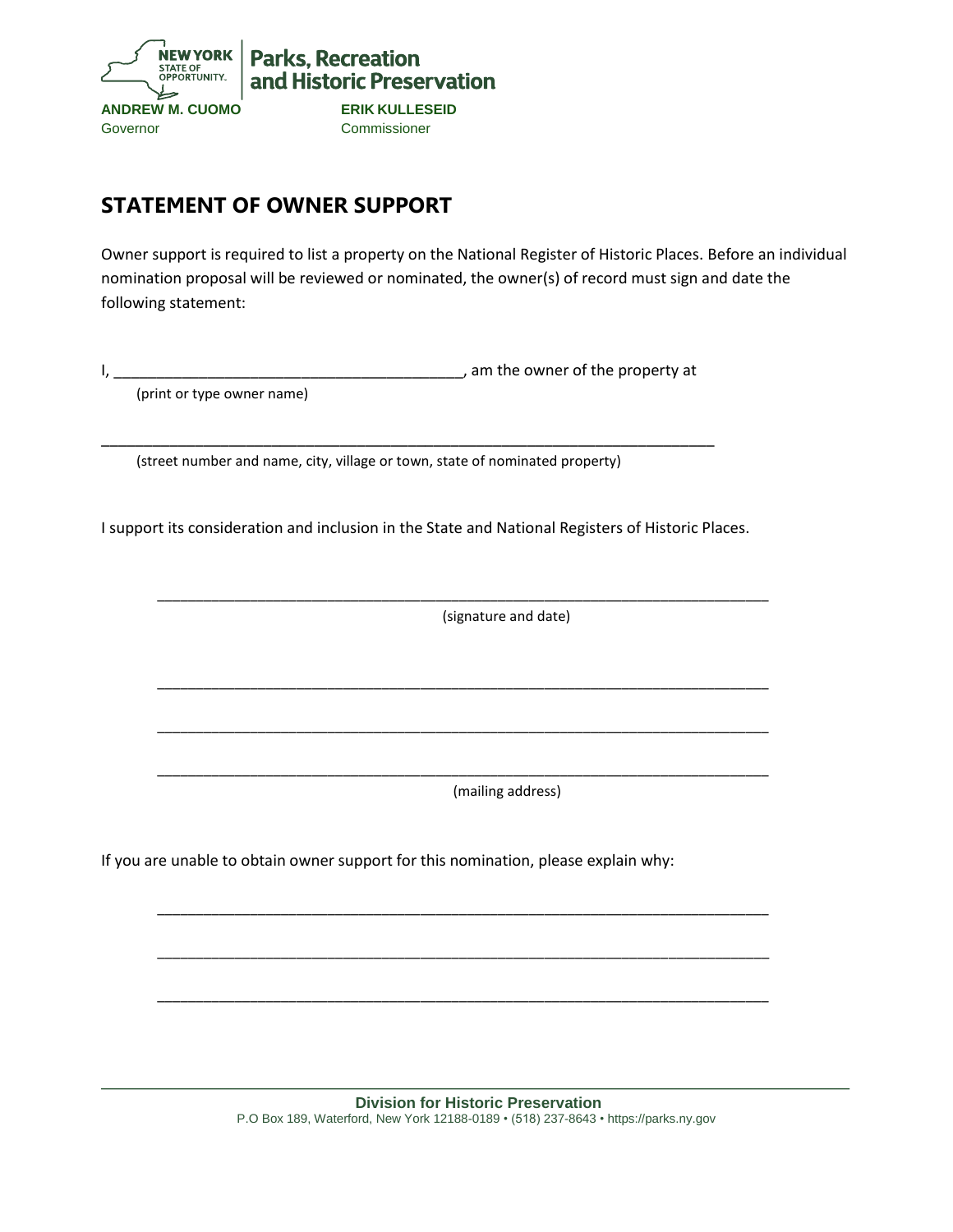NEW YORK STATE OF OPPORTUNITY. | Parks, Recreation and Historic Preservation

**ANDREW M. CUOMO**
Governor

**ERIK KULLESEID**
Commissioner

## STATEMENT OF OWNER SUPPORT

Owner support is required to list a property on the National Register of Historic Places. Before an individual nomination proposal will be reviewed or nominated, the owner(s) of record must sign and date the following statement:

I, ________________________________________, am the owner of the property at
(print or type owner name)

___________________________________________________________________________
(street number and name, city, village or town, state of nominated property)

I support its consideration and inclusion in the State and National Registers of Historic Places.

___________________________________________________________________________
(signature and date)

___________________________________________________________________________

___________________________________________________________________________

___________________________________________________________________________
(mailing address)

If you are unable to obtain owner support for this nomination, please explain why:

___________________________________________________________________________

___________________________________________________________________________

___________________________________________________________________________

**Division for Historic Preservation**
P.O Box 189, Waterford, New York 12188-0189 • (518) 237-8643 • https://parks.ny.gov